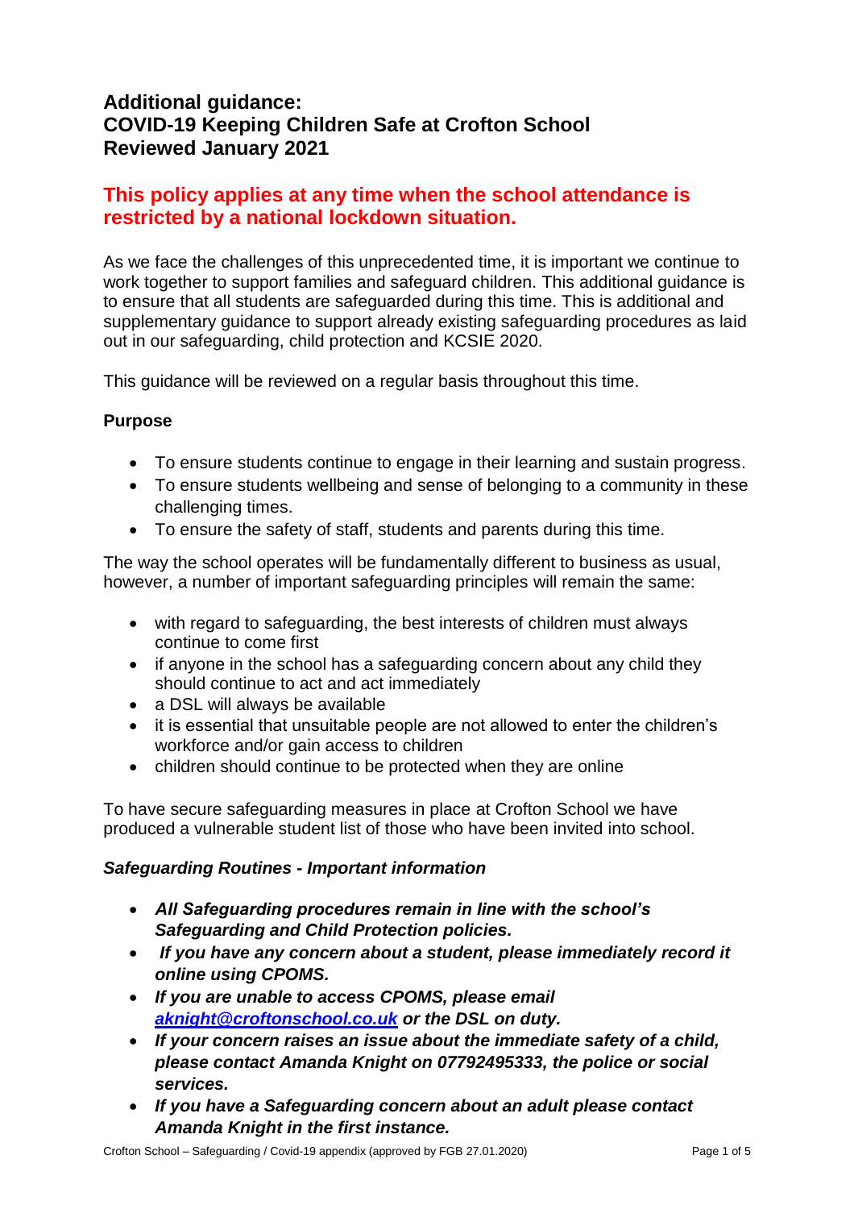# Additional guidance:
# COVID-19 Keeping Children Safe at Crofton School
# Reviewed January 2021

## This policy applies at any time when the school attendance is restricted by a national lockdown situation.

As we face the challenges of this unprecedented time, it is important we continue to work together to support families and safeguard children. This additional guidance is to ensure that all students are safeguarded during this time. This is additional and supplementary guidance to support already existing safeguarding procedures as laid out in our safeguarding, child protection and KCSIE 2020.

This guidance will be reviewed on a regular basis throughout this time.

**Purpose**

- To ensure students continue to engage in their learning and sustain progress.
- To ensure students wellbeing and sense of belonging to a community in these challenging times.
- To ensure the safety of staff, students and parents during this time.

The way the school operates will be fundamentally different to business as usual, however, a number of important safeguarding principles will remain the same:

- with regard to safeguarding, the best interests of children must always continue to come first
- if anyone in the school has a safeguarding concern about any child they should continue to act and act immediately
- a DSL will always be available
- it is essential that unsuitable people are not allowed to enter the children's workforce and/or gain access to children
- children should continue to be protected when they are online

To have secure safeguarding measures in place at Crofton School we have produced a vulnerable student list of those who have been invited into school.

***Safeguarding Routines - Important information***

- ***All Safeguarding procedures remain in line with the school's Safeguarding and Child Protection policies.***
- ***If you have any concern about a student, please immediately record it online using CPOMS.***
- ***If you are unable to access CPOMS, please email [aknight@croftonschool.co.uk](mailto:aknight@croftonschool.co.uk) or the DSL on duty.***
- ***If your concern raises an issue about the immediate safety of a child, please contact Amanda Knight on 07792495333, the police or social services.***
- ***If you have a Safeguarding concern about an adult please contact Amanda Knight in the first instance.***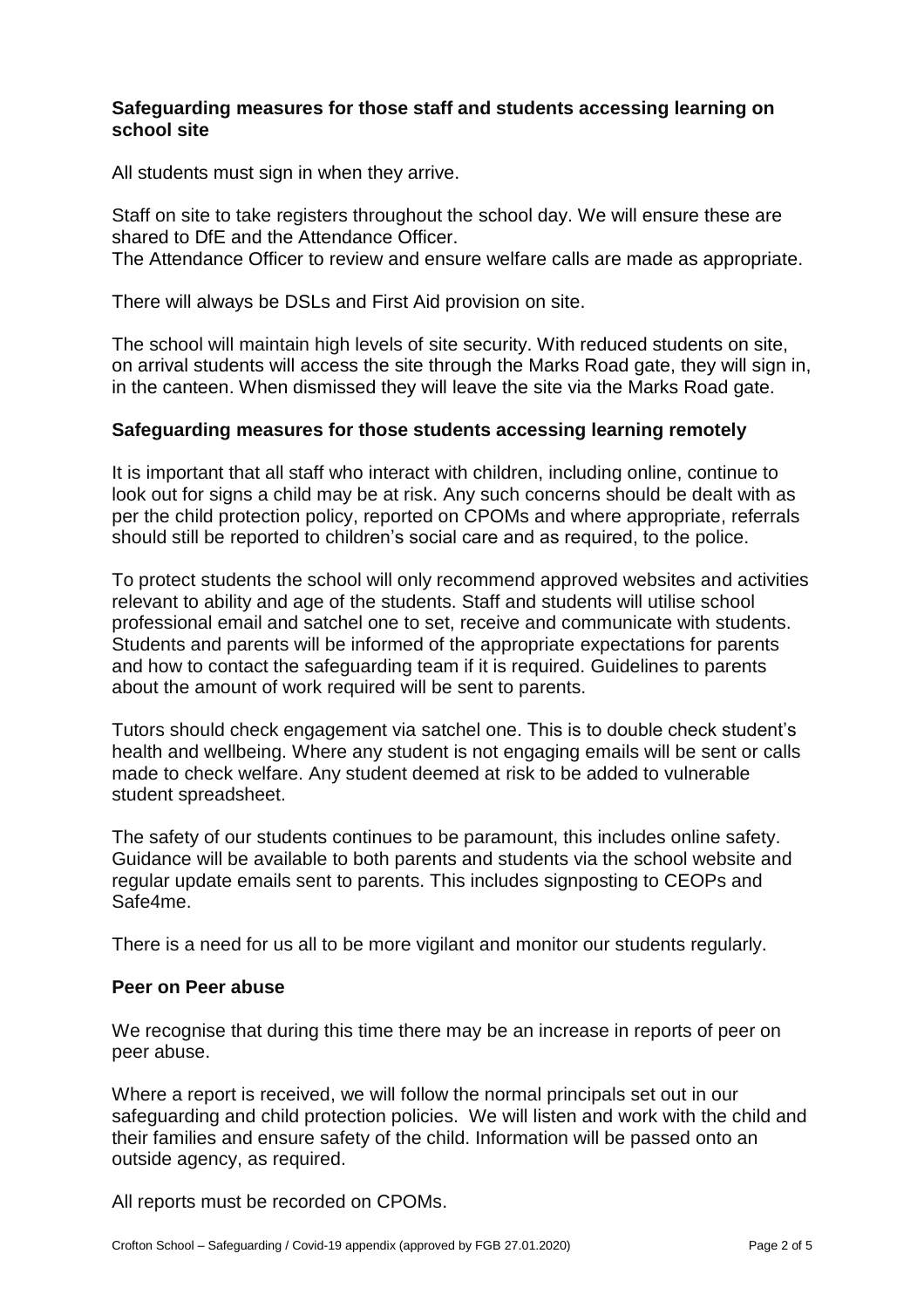### Safeguarding measures for those staff and students accessing learning on school site

All students must sign in when they arrive.

Staff on site to take registers throughout the school day. We will ensure these are shared to DfE and the Attendance Officer.
The Attendance Officer to review and ensure welfare calls are made as appropriate.

There will always be DSLs and First Aid provision on site.

The school will maintain high levels of site security. With reduced students on site, on arrival students will access the site through the Marks Road gate, they will sign in, in the canteen. When dismissed they will leave the site via the Marks Road gate.

### Safeguarding measures for those students accessing learning remotely

It is important that all staff who interact with children, including online, continue to look out for signs a child may be at risk. Any such concerns should be dealt with as per the child protection policy, reported on CPOMs and where appropriate, referrals should still be reported to children's social care and as required, to the police.

To protect students the school will only recommend approved websites and activities relevant to ability and age of the students. Staff and students will utilise school professional email and satchel one to set, receive and communicate with students. Students and parents will be informed of the appropriate expectations for parents and how to contact the safeguarding team if it is required. Guidelines to parents about the amount of work required will be sent to parents.

Tutors should check engagement via satchel one. This is to double check student's health and wellbeing. Where any student is not engaging emails will be sent or calls made to check welfare. Any student deemed at risk to be added to vulnerable student spreadsheet.

The safety of our students continues to be paramount, this includes online safety. Guidance will be available to both parents and students via the school website and regular update emails sent to parents. This includes signposting to CEOPs and Safe4me.

There is a need for us all to be more vigilant and monitor our students regularly.

### Peer on Peer abuse

We recognise that during this time there may be an increase in reports of peer on peer abuse.

Where a report is received, we will follow the normal principals set out in our safeguarding and child protection policies. We will listen and work with the child and their families and ensure safety of the child. Information will be passed onto an outside agency, as required.

All reports must be recorded on CPOMs.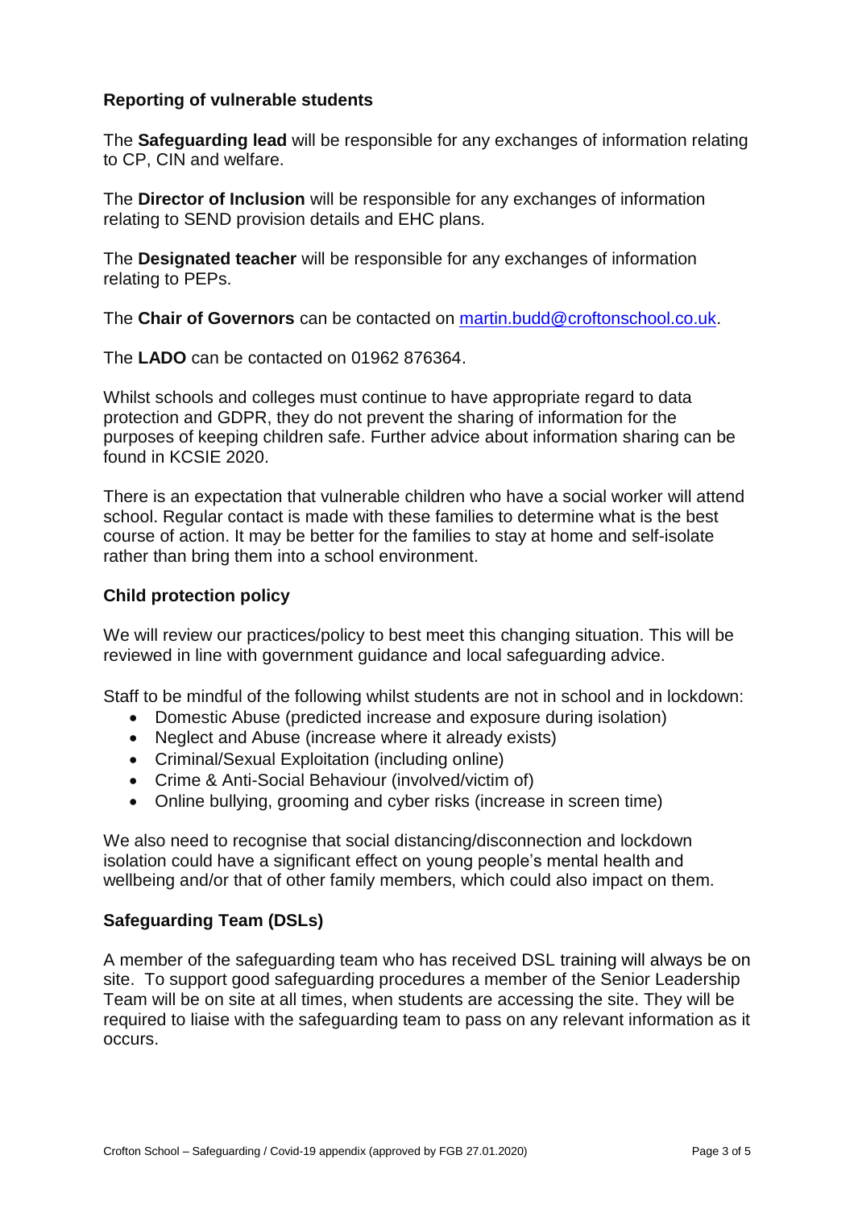### Reporting of vulnerable students

The **Safeguarding lead** will be responsible for any exchanges of information relating to CP, CIN and welfare.

The **Director of Inclusion** will be responsible for any exchanges of information relating to SEND provision details and EHC plans.

The **Designated teacher** will be responsible for any exchanges of information relating to PEPs.

The **Chair of Governors** can be contacted on [martin.budd@croftonschool.co.uk](mailto:martin.budd@croftonschool.co.uk).

The **LADO** can be contacted on 01962 876364.

Whilst schools and colleges must continue to have appropriate regard to data protection and GDPR, they do not prevent the sharing of information for the purposes of keeping children safe. Further advice about information sharing can be found in KCSIE 2020.

There is an expectation that vulnerable children who have a social worker will attend school. Regular contact is made with these families to determine what is the best course of action. It may be better for the families to stay at home and self-isolate rather than bring them into a school environment.

### Child protection policy

We will review our practices/policy to best meet this changing situation. This will be reviewed in line with government guidance and local safeguarding advice.

Staff to be mindful of the following whilst students are not in school and in lockdown:

- Domestic Abuse (predicted increase and exposure during isolation)
- Neglect and Abuse (increase where it already exists)
- Criminal/Sexual Exploitation (including online)
- Crime & Anti-Social Behaviour (involved/victim of)
- Online bullying, grooming and cyber risks (increase in screen time)

We also need to recognise that social distancing/disconnection and lockdown isolation could have a significant effect on young people's mental health and wellbeing and/or that of other family members, which could also impact on them.

### Safeguarding Team (DSLs)

A member of the safeguarding team who has received DSL training will always be on site. To support good safeguarding procedures a member of the Senior Leadership Team will be on site at all times, when students are accessing the site. They will be required to liaise with the safeguarding team to pass on any relevant information as it occurs.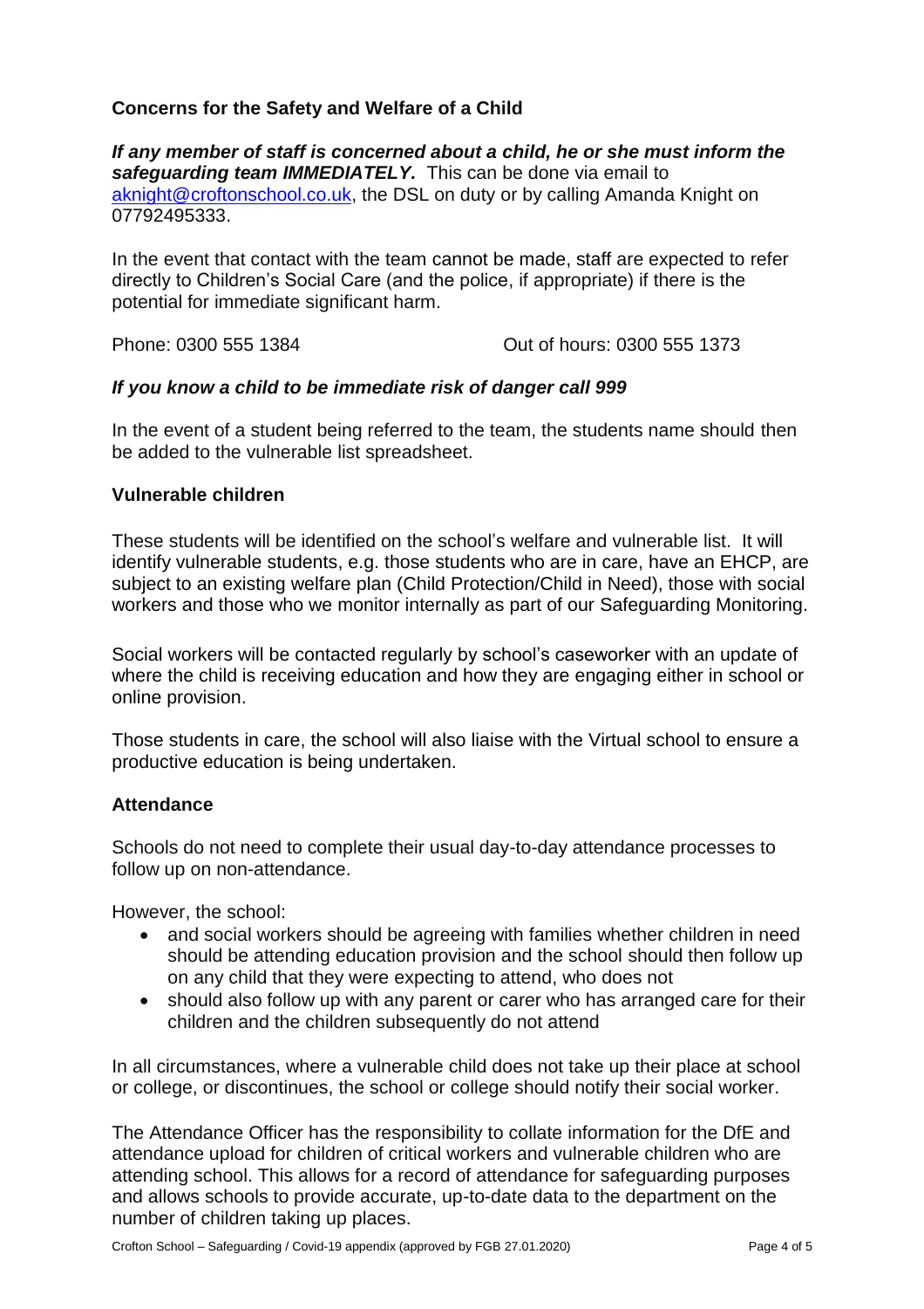## Concerns for the Safety and Welfare of a Child

***If any member of staff is concerned about a child, he or she must inform the safeguarding team IMMEDIATELY.*** This can be done via email to aknight@croftonschool.co.uk, the DSL on duty or by calling Amanda Knight on 07792495333.

In the event that contact with the team cannot be made, staff are expected to refer directly to Children's Social Care (and the police, if appropriate) if there is the potential for immediate significant harm.

Phone: 0300 555 1384 Out of hours: 0300 555 1373

***If you know a child to be immediate risk of danger call 999***

In the event of a student being referred to the team, the students name should then be added to the vulnerable list spreadsheet.

## Vulnerable children

These students will be identified on the school's welfare and vulnerable list. It will identify vulnerable students, e.g. those students who are in care, have an EHCP, are subject to an existing welfare plan (Child Protection/Child in Need), those with social workers and those who we monitor internally as part of our Safeguarding Monitoring.

Social workers will be contacted regularly by school's caseworker with an update of where the child is receiving education and how they are engaging either in school or online provision.

Those students in care, the school will also liaise with the Virtual school to ensure a productive education is being undertaken.

## Attendance

Schools do not need to complete their usual day-to-day attendance processes to follow up on non-attendance.

However, the school:

- and social workers should be agreeing with families whether children in need should be attending education provision and the school should then follow up on any child that they were expecting to attend, who does not
- should also follow up with any parent or carer who has arranged care for their children and the children subsequently do not attend

In all circumstances, where a vulnerable child does not take up their place at school or college, or discontinues, the school or college should notify their social worker.

The Attendance Officer has the responsibility to collate information for the DfE and attendance upload for children of critical workers and vulnerable children who are attending school. This allows for a record of attendance for safeguarding purposes and allows schools to provide accurate, up-to-date data to the department on the number of children taking up places.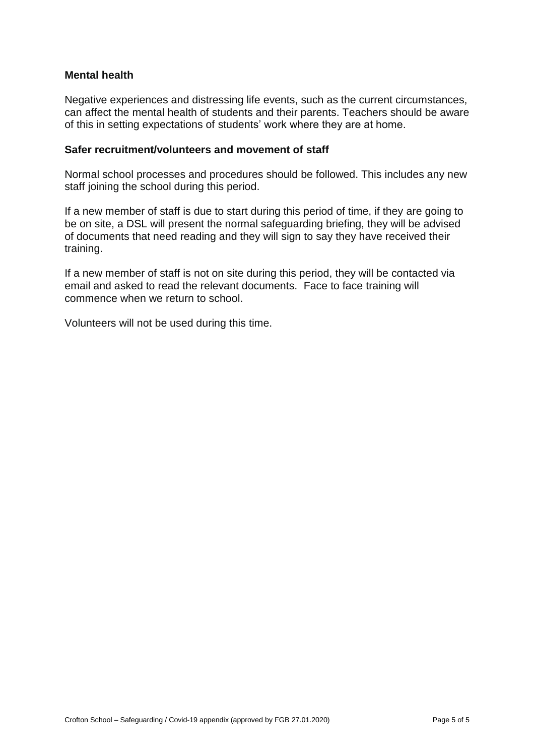## Mental health

Negative experiences and distressing life events, such as the current circumstances, can affect the mental health of students and their parents. Teachers should be aware of this in setting expectations of students' work where they are at home.

## Safer recruitment/volunteers and movement of staff

Normal school processes and procedures should be followed. This includes any new staff joining the school during this period.

If a new member of staff is due to start during this period of time, if they are going to be on site, a DSL will present the normal safeguarding briefing, they will be advised of documents that need reading and they will sign to say they have received their training.

If a new member of staff is not on site during this period, they will be contacted via email and asked to read the relevant documents. Face to face training will commence when we return to school.

Volunteers will not be used during this time.